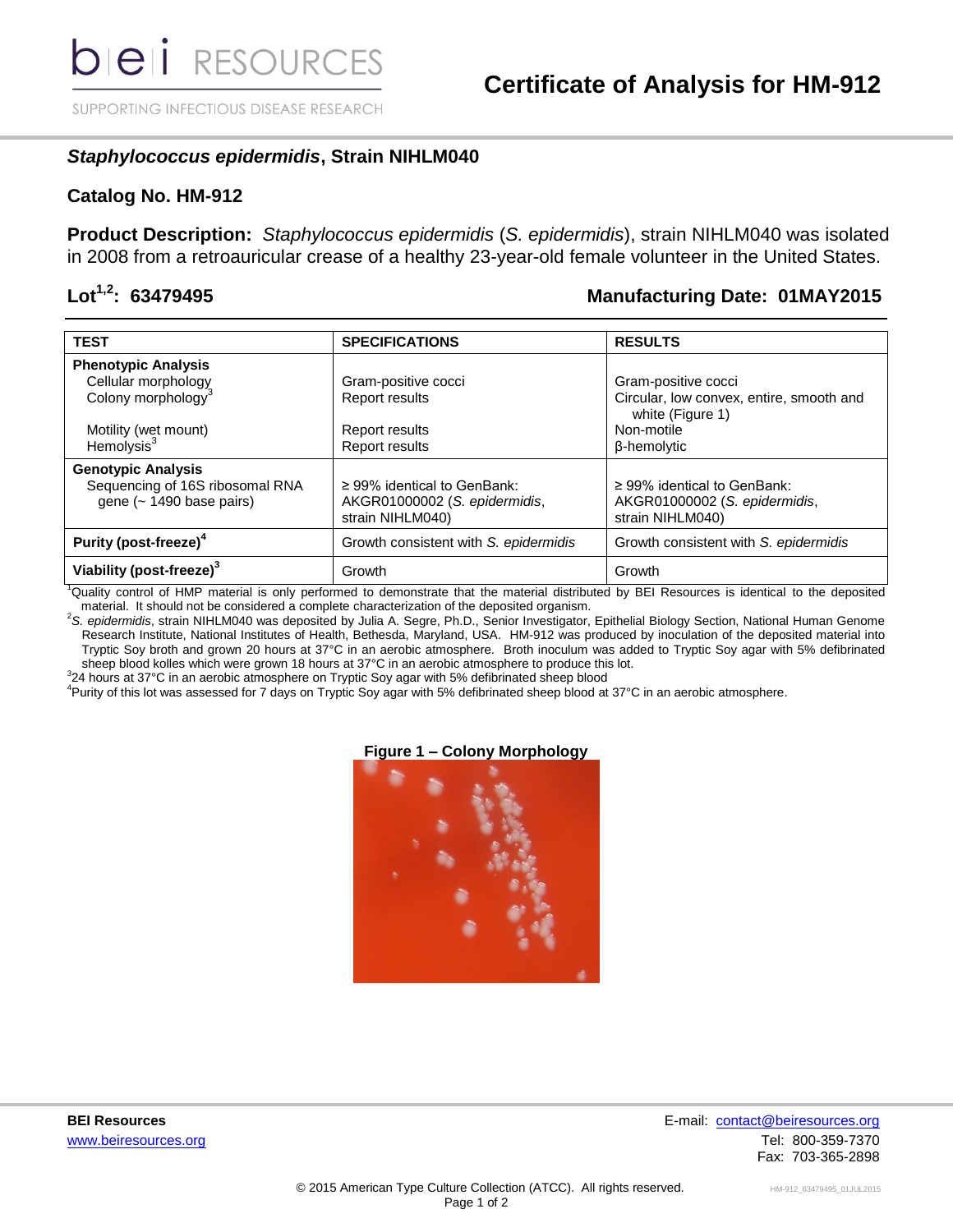# Certificate of Analysis for HM-912

## *Staphylococcus epidermidis*, Strain NIHLM040

### Catalog No. HM-912

**Product Description:** *Staphylococcus epidermidis* (*S. epidermidis*), strain NIHLM040 was isolated in 2008 from a retroauricular crease of a healthy 23-year-old female volunteer in the United States.

**Lot[1,2]: 63479495** **Manufacturing Date: 01MAY2015**

| TEST | SPECIFICATIONS | RESULTS |
|---|---|---|
| **Phenotypic Analysis** | | |
| Cellular morphology | Gram-positive cocci | Gram-positive cocci |
| Colony morphology[3] | Report results | Circular, low convex, entire, smooth and white (Figure 1) |
| Motility (wet mount) | Report results | Non-motile |
| Hemolysis[3] | Report results | β-hemolytic |
| **Genotypic Analysis** | | |
| Sequencing of 16S ribosomal RNA gene (~ 1490 base pairs) | ≥ 99% identical to GenBank: AKGR01000002 (*S. epidermidis*, strain NIHLM040) | ≥ 99% identical to GenBank: AKGR01000002 (*S. epidermidis*, strain NIHLM040) |
| **Purity (post-freeze)[4]** | Growth consistent with *S. epidermidis* | Growth consistent with *S. epidermidis* |
| **Viability (post-freeze)[3]** | Growth | Growth |

[1]Quality control of HMP material is only performed to demonstrate that the material distributed by BEI Resources is identical to the deposited material. It should not be considered a complete characterization of the deposited organism.

[2]*S. epidermidis*, strain NIHLM040 was deposited by Julia A. Segre, Ph.D., Senior Investigator, Epithelial Biology Section, National Human Genome Research Institute, National Institutes of Health, Bethesda, Maryland, USA. HM-912 was produced by inoculation of the deposited material into Tryptic Soy broth and grown 20 hours at 37°C in an aerobic atmosphere. Broth inoculum was added to Tryptic Soy agar with 5% defibrinated sheep blood kolles which were grown 18 hours at 37°C in an aerobic atmosphere to produce this lot.

[3]24 hours at 37°C in an aerobic atmosphere on Tryptic Soy agar with 5% defibrinated sheep blood

[4]Purity of this lot was assessed for 7 days on Tryptic Soy agar with 5% defibrinated sheep blood at 37°C in an aerobic atmosphere.

**Figure 1 – Colony Morphology**

**BEI Resources**
www.beiresources.org

E-mail: contact@beiresources.org
Tel: 800-359-7370
Fax: 703-365-2898

© 2015 American Type Culture Collection (ATCC). All rights reserved.

HM-912_63479495_01JUL2015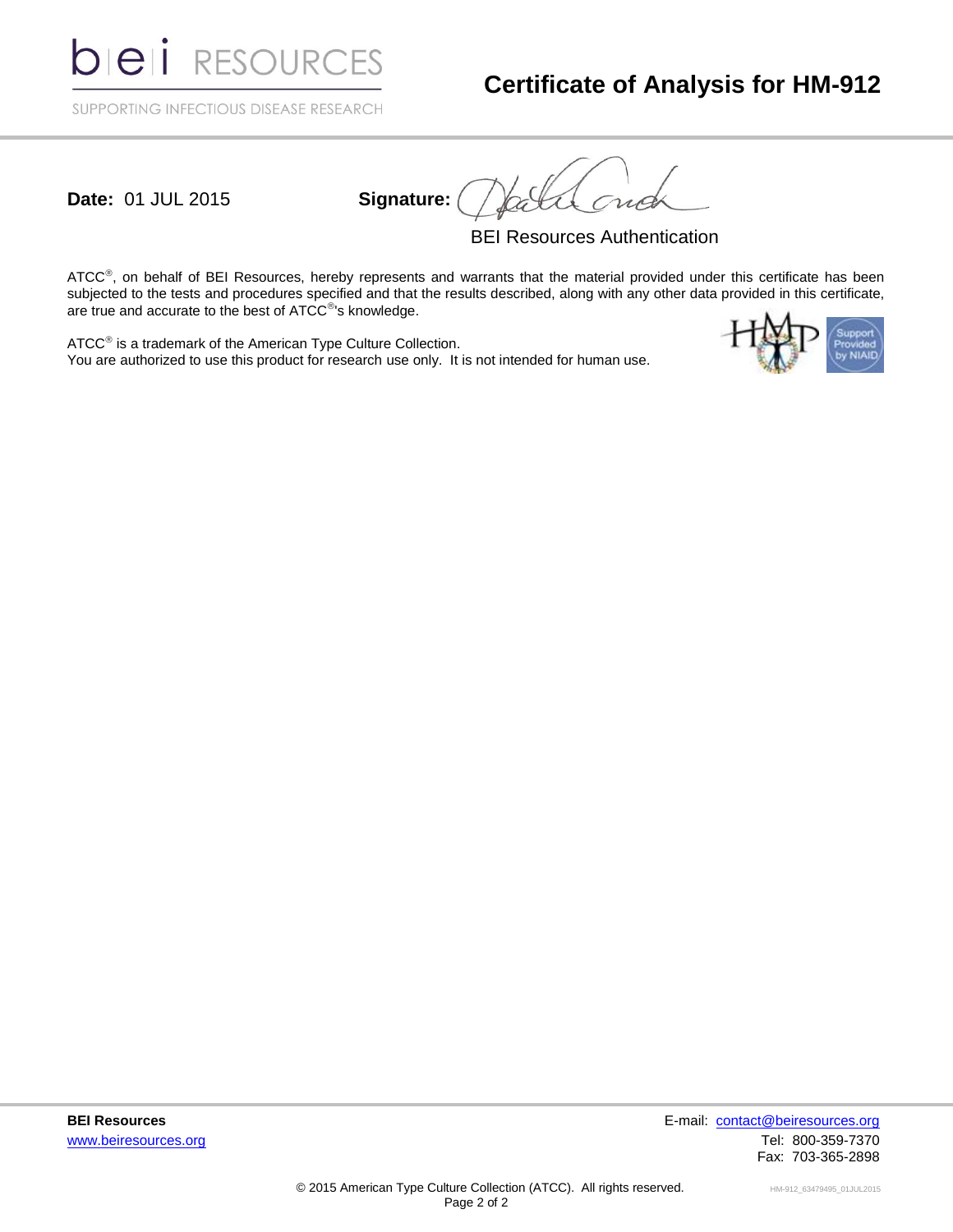**Date:** 01 JUL 2015 **Signature:**

BEI Resources Authentication

ATCC®, on behalf of BEI Resources, hereby represents and warrants that the material provided under this certificate has been subjected to the tests and procedures specified and that the results described, along with any other data provided in this certificate, are true and accurate to the best of ATCC®'s knowledge.

ATCC® is a trademark of the American Type Culture Collection.
You are authorized to use this product for research use only. It is not intended for human use.

**BEI Resources**
www.beiresources.org

E-mail: contact@beiresources.org
Tel: 800-359-7370
Fax: 703-365-2898

© 2015 American Type Culture Collection (ATCC). All rights reserved.

HM-912_63479495_01JUL2015